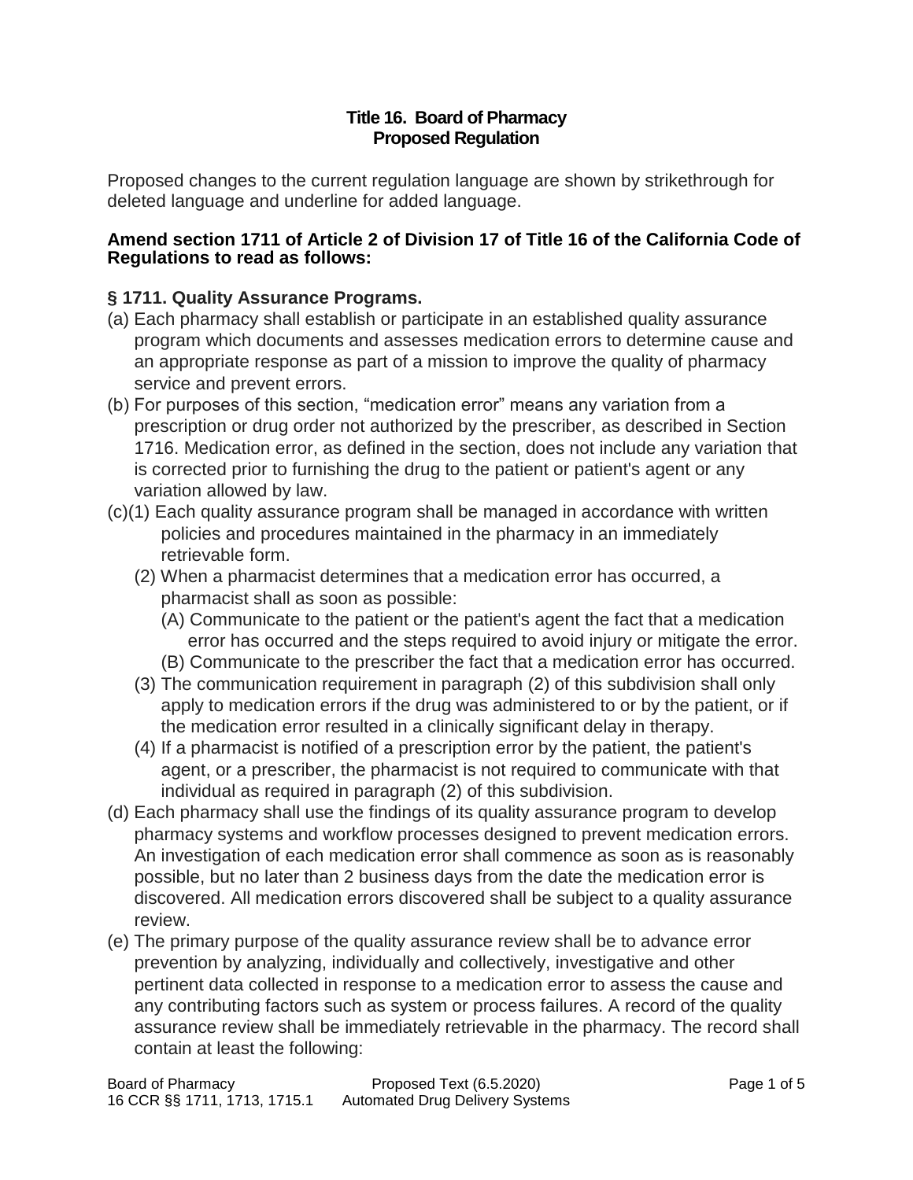**Title 16. Board of Pharmacy**
**Proposed Regulation**

Proposed changes to the current regulation language are shown by strikethrough for deleted language and underline for added language.

**Amend section 1711 of Article 2 of Division 17 of Title 16 of the California Code of Regulations to read as follows:**

### § 1711. Quality Assurance Programs.

(a) Each pharmacy shall establish or participate in an established quality assurance program which documents and assesses medication errors to determine cause and an appropriate response as part of a mission to improve the quality of pharmacy service and prevent errors.

(b) For purposes of this section, "medication error" means any variation from a prescription or drug order not authorized by the prescriber, as described in Section 1716. Medication error, as defined in the section, does not include any variation that is corrected prior to furnishing the drug to the patient or patient's agent or any variation allowed by law.

(c)(1) Each quality assurance program shall be managed in accordance with written policies and procedures maintained in the pharmacy in an immediately retrievable form.

(2) When a pharmacist determines that a medication error has occurred, a pharmacist shall as soon as possible:

(A) Communicate to the patient or the patient's agent the fact that a medication error has occurred and the steps required to avoid injury or mitigate the error.

(B) Communicate to the prescriber the fact that a medication error has occurred.

(3) The communication requirement in paragraph (2) of this subdivision shall only apply to medication errors if the drug was administered to or by the patient, or if the medication error resulted in a clinically significant delay in therapy.

(4) If a pharmacist is notified of a prescription error by the patient, the patient's agent, or a prescriber, the pharmacist is not required to communicate with that individual as required in paragraph (2) of this subdivision.

(d) Each pharmacy shall use the findings of its quality assurance program to develop pharmacy systems and workflow processes designed to prevent medication errors. An investigation of each medication error shall commence as soon as is reasonably possible, but no later than 2 business days from the date the medication error is discovered. All medication errors discovered shall be subject to a quality assurance review.

(e) The primary purpose of the quality assurance review shall be to advance error prevention by analyzing, individually and collectively, investigative and other pertinent data collected in response to a medication error to assess the cause and any contributing factors such as system or process failures. A record of the quality assurance review shall be immediately retrievable in the pharmacy. The record shall contain at least the following: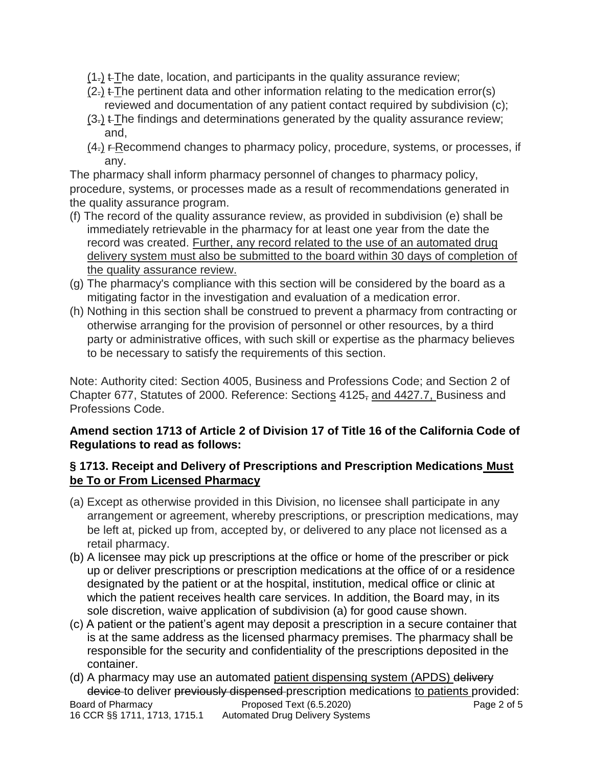(1.) t The date, location, and participants in the quality assurance review;

(2.) t The pertinent data and other information relating to the medication error(s) reviewed and documentation of any patient contact required by subdivision (c);

(3.) t The findings and determinations generated by the quality assurance review; and,

(4.) r Recommend changes to pharmacy policy, procedure, systems, or processes, if any.

The pharmacy shall inform pharmacy personnel of changes to pharmacy policy, procedure, systems, or processes made as a result of recommendations generated in the quality assurance program.

(f) The record of the quality assurance review, as provided in subdivision (e) shall be immediately retrievable in the pharmacy for at least one year from the date the record was created. Further, any record related to the use of an automated drug delivery system must also be submitted to the board within 30 days of completion of the quality assurance review.

(g) The pharmacy's compliance with this section will be considered by the board as a mitigating factor in the investigation and evaluation of a medication error.

(h) Nothing in this section shall be construed to prevent a pharmacy from contracting or otherwise arranging for the provision of personnel or other resources, by a third party or administrative offices, with such skill or expertise as the pharmacy believes to be necessary to satisfy the requirements of this section.

Note: Authority cited: Section 4005, Business and Professions Code; and Section 2 of Chapter 677, Statutes of 2000. Reference: Sections 4125, and 4427.7, Business and Professions Code.

**Amend section 1713 of Article 2 of Division 17 of Title 16 of the California Code of Regulations to read as follows:**

**§ 1713. Receipt and Delivery of Prescriptions and Prescription Medications Must be To or From Licensed Pharmacy**

(a) Except as otherwise provided in this Division, no licensee shall participate in any arrangement or agreement, whereby prescriptions, or prescription medications, may be left at, picked up from, accepted by, or delivered to any place not licensed as a retail pharmacy.

(b) A licensee may pick up prescriptions at the office or home of the prescriber or pick up or deliver prescriptions or prescription medications at the office of or a residence designated by the patient or at the hospital, institution, medical office or clinic at which the patient receives health care services. In addition, the Board may, in its sole discretion, waive application of subdivision (a) for good cause shown.

(c) A patient or the patient's agent may deposit a prescription in a secure container that is at the same address as the licensed pharmacy premises. The pharmacy shall be responsible for the security and confidentiality of the prescriptions deposited in the container.

(d) A pharmacy may use an automated patient dispensing system (APDS) delivery device to deliver previously dispensed prescription medications to patients provided: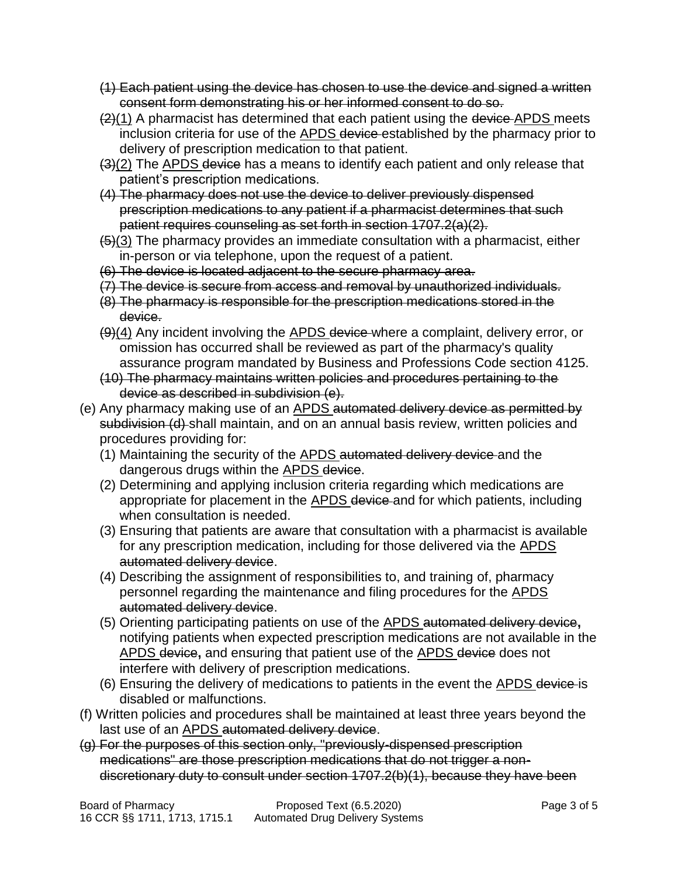~~(1) Each patient using the device has chosen to use the device and signed a written consent form demonstrating his or her informed consent to do so.~~

~~(2)~~<u>(1)</u> A pharmacist has determined that each patient using the ~~device~~ <u>APDS</u> meets inclusion criteria for use of the <u>APDS</u> ~~device~~ established by the pharmacy prior to delivery of prescription medication to that patient.

~~(3)~~<u>(2)</u> The <u>APDS</u> ~~device~~ has a means to identify each patient and only release that patient's prescription medications.

~~(4) The pharmacy does not use the device to deliver previously dispensed prescription medications to any patient if a pharmacist determines that such patient requires counseling as set forth in section 1707.2(a)(2).~~

~~(5)~~<u>(3)</u> The pharmacy provides an immediate consultation with a pharmacist, either in-person or via telephone, upon the request of a patient.

~~(6) The device is located adjacent to the secure pharmacy area.~~

~~(7) The device is secure from access and removal by unauthorized individuals.~~

~~(8) The pharmacy is responsible for the prescription medications stored in the device.~~

~~(9)~~<u>(4)</u> Any incident involving the <u>APDS</u> ~~device~~ where a complaint, delivery error, or omission has occurred shall be reviewed as part of the pharmacy's quality assurance program mandated by Business and Professions Code section 4125.

~~(10) The pharmacy maintains written policies and procedures pertaining to the device as described in subdivision (e).~~

(e) Any pharmacy making use of an <u>APDS</u> ~~automated delivery device as permitted by subdivision (d)~~ shall maintain, and on an annual basis review, written policies and procedures providing for:

(1) Maintaining the security of the <u>APDS</u> ~~automated delivery device~~ and the dangerous drugs within the <u>APDS</u> ~~device~~.

(2) Determining and applying inclusion criteria regarding which medications are appropriate for placement in the <u>APDS</u> ~~device~~ and for which patients, including when consultation is needed.

(3) Ensuring that patients are aware that consultation with a pharmacist is available for any prescription medication, including for those delivered via the <u>APDS</u> ~~automated delivery device~~.

(4) Describing the assignment of responsibilities to, and training of, pharmacy personnel regarding the maintenance and filing procedures for the <u>APDS</u> ~~automated delivery device~~.

(5) Orienting participating patients on use of the <u>APDS</u> ~~automated delivery device~~**,** notifying patients when expected prescription medications are not available in the <u>APDS</u> ~~device~~**,** and ensuring that patient use of the <u>APDS</u> ~~device~~ does not interfere with delivery of prescription medications.

(6) Ensuring the delivery of medications to patients in the event the <u>APDS</u> ~~device~~ is disabled or malfunctions.

(f) Written policies and procedures shall be maintained at least three years beyond the last use of an <u>APDS</u> ~~automated delivery device~~.

~~(g) For the purposes of this section only, "previously-dispensed prescription medications" are those prescription medications that do not trigger a non-discretionary duty to consult under section 1707.2(b)(1), because they have been~~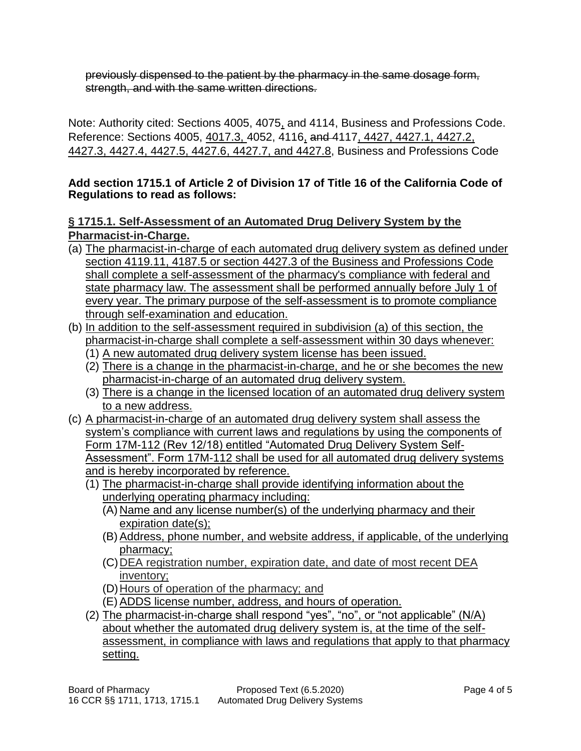~~previously dispensed to the patient by the pharmacy in the same dosage form, strength, and with the same written directions.~~

Note: Authority cited: Sections 4005, 4075, and 4114, Business and Professions Code. Reference: Sections 4005, 4017.3, 4052, 4116, ~~and~~ 4117, 4427, 4427.1, 4427.2, 4427.3, 4427.4, 4427.5, 4427.6, 4427.7, and 4427.8, Business and Professions Code

**Add section 1715.1 of Article 2 of Division 17 of Title 16 of the California Code of Regulations to read as follows:**

**§ 1715.1. Self-Assessment of an Automated Drug Delivery System by the Pharmacist-in-Charge.**

(a) The pharmacist-in-charge of each automated drug delivery system as defined under section 4119.11, 4187.5 or section 4427.3 of the Business and Professions Code shall complete a self-assessment of the pharmacy's compliance with federal and state pharmacy law. The assessment shall be performed annually before July 1 of every year. The primary purpose of the self-assessment is to promote compliance through self-examination and education.

(b) In addition to the self-assessment required in subdivision (a) of this section, the pharmacist-in-charge shall complete a self-assessment within 30 days whenever:

(1) A new automated drug delivery system license has been issued.

(2) There is a change in the pharmacist-in-charge, and he or she becomes the new pharmacist-in-charge of an automated drug delivery system.

(3) There is a change in the licensed location of an automated drug delivery system to a new address.

(c) A pharmacist-in-charge of an automated drug delivery system shall assess the system's compliance with current laws and regulations by using the components of Form 17M-112 (Rev 12/18) entitled "Automated Drug Delivery System Self-Assessment". Form 17M-112 shall be used for all automated drug delivery systems and is hereby incorporated by reference.

(1) The pharmacist-in-charge shall provide identifying information about the underlying operating pharmacy including:

(A) Name and any license number(s) of the underlying pharmacy and their expiration date(s);

(B) Address, phone number, and website address, if applicable, of the underlying pharmacy;

(C) DEA registration number, expiration date, and date of most recent DEA inventory;

(D) Hours of operation of the pharmacy; and

(E) ADDS license number, address, and hours of operation.

(2) The pharmacist-in-charge shall respond "yes", "no", or "not applicable" (N/A) about whether the automated drug delivery system is, at the time of the self-assessment, in compliance with laws and regulations that apply to that pharmacy setting.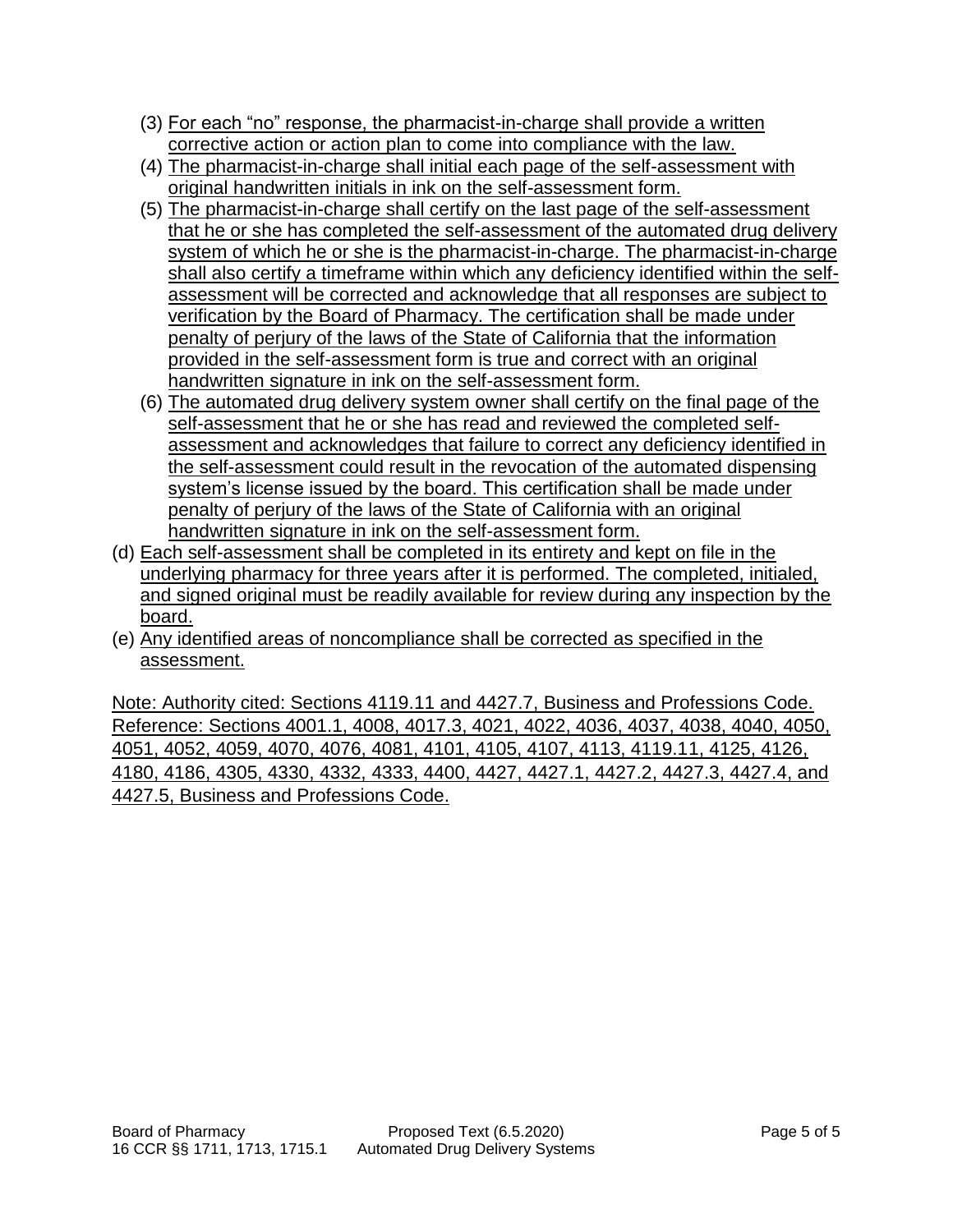(3) For each "no" response, the pharmacist-in-charge shall provide a written corrective action or action plan to come into compliance with the law.

(4) The pharmacist-in-charge shall initial each page of the self-assessment with original handwritten initials in ink on the self-assessment form.

(5) The pharmacist-in-charge shall certify on the last page of the self-assessment that he or she has completed the self-assessment of the automated drug delivery system of which he or she is the pharmacist-in-charge. The pharmacist-in-charge shall also certify a timeframe within which any deficiency identified within the self-assessment will be corrected and acknowledge that all responses are subject to verification by the Board of Pharmacy. The certification shall be made under penalty of perjury of the laws of the State of California that the information provided in the self-assessment form is true and correct with an original handwritten signature in ink on the self-assessment form.

(6) The automated drug delivery system owner shall certify on the final page of the self-assessment that he or she has read and reviewed the completed self-assessment and acknowledges that failure to correct any deficiency identified in the self-assessment could result in the revocation of the automated dispensing system's license issued by the board. This certification shall be made under penalty of perjury of the laws of the State of California with an original handwritten signature in ink on the self-assessment form.

(d) Each self-assessment shall be completed in its entirety and kept on file in the underlying pharmacy for three years after it is performed. The completed, initialed, and signed original must be readily available for review during any inspection by the board.

(e) Any identified areas of noncompliance shall be corrected as specified in the assessment.

Note: Authority cited: Sections 4119.11 and 4427.7, Business and Professions Code. Reference: Sections 4001.1, 4008, 4017.3, 4021, 4022, 4036, 4037, 4038, 4040, 4050, 4051, 4052, 4059, 4070, 4076, 4081, 4101, 4105, 4107, 4113, 4119.11, 4125, 4126, 4180, 4186, 4305, 4330, 4332, 4333, 4400, 4427, 4427.1, 4427.2, 4427.3, 4427.4, and 4427.5, Business and Professions Code.